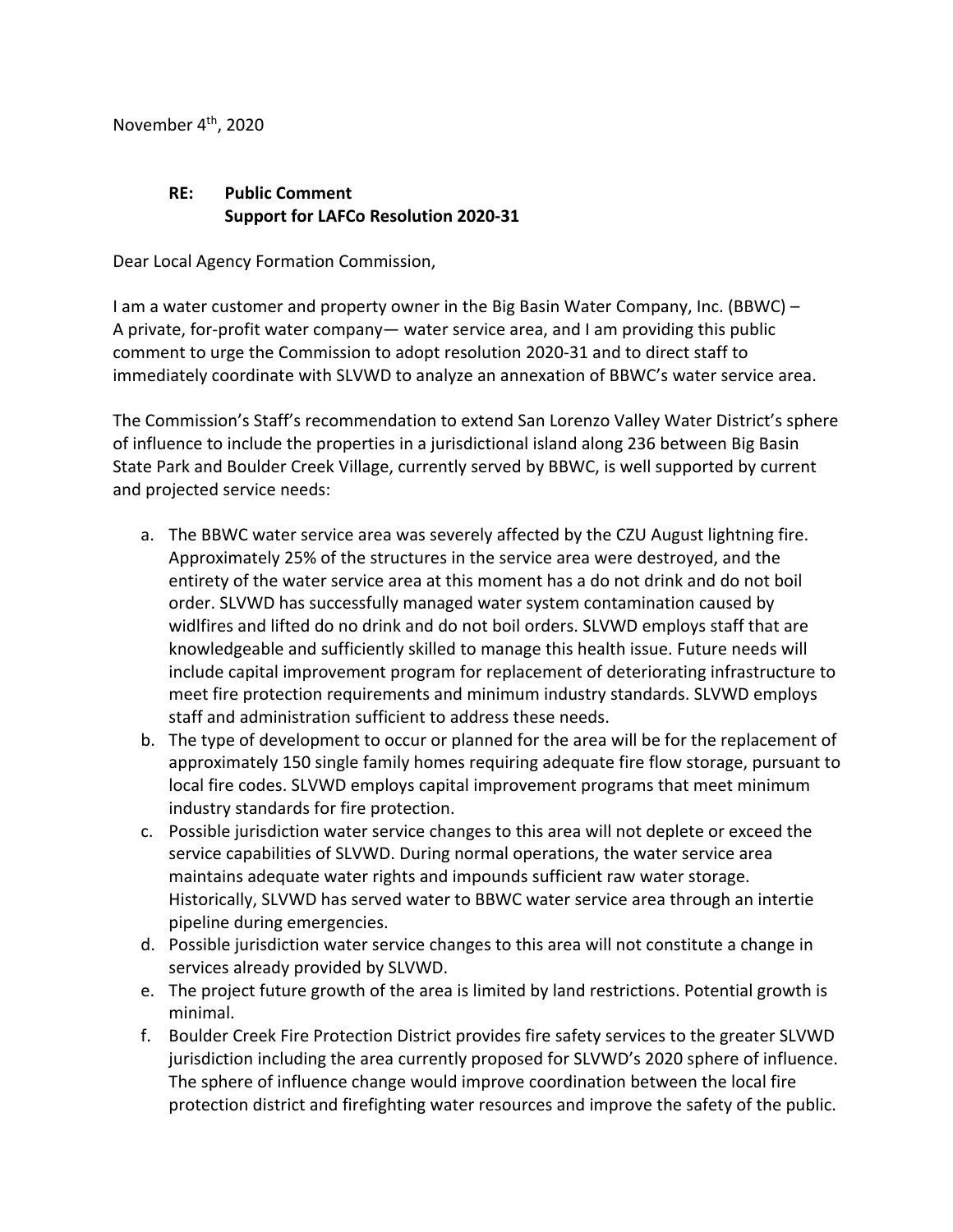November 4th, 2020

**RE: Public Comment**
**Support for LAFCo Resolution 2020-31**

Dear Local Agency Formation Commission,

I am a water customer and property owner in the Big Basin Water Company, Inc. (BBWC) – A private, for-profit water company— water service area, and I am providing this public comment to urge the Commission to adopt resolution 2020-31 and to direct staff to immediately coordinate with SLVWD to analyze an annexation of BBWC's water service area.

The Commission's Staff's recommendation to extend San Lorenzo Valley Water District's sphere of influence to include the properties in a jurisdictional island along 236 between Big Basin State Park and Boulder Creek Village, currently served by BBWC, is well supported by current and projected service needs:

a. The BBWC water service area was severely affected by the CZU August lightning fire. Approximately 25% of the structures in the service area were destroyed, and the entirety of the water service area at this moment has a do not drink and do not boil order. SLVWD has successfully managed water system contamination caused by widlfires and lifted do no drink and do not boil orders. SLVWD employs staff that are knowledgeable and sufficiently skilled to manage this health issue. Future needs will include capital improvement program for replacement of deteriorating infrastructure to meet fire protection requirements and minimum industry standards. SLVWD employs staff and administration sufficient to address these needs.
b. The type of development to occur or planned for the area will be for the replacement of approximately 150 single family homes requiring adequate fire flow storage, pursuant to local fire codes. SLVWD employs capital improvement programs that meet minimum industry standards for fire protection.
c. Possible jurisdiction water service changes to this area will not deplete or exceed the service capabilities of SLVWD. During normal operations, the water service area maintains adequate water rights and impounds sufficient raw water storage. Historically, SLVWD has served water to BBWC water service area through an intertie pipeline during emergencies.
d. Possible jurisdiction water service changes to this area will not constitute a change in services already provided by SLVWD.
e. The project future growth of the area is limited by land restrictions. Potential growth is minimal.
f. Boulder Creek Fire Protection District provides fire safety services to the greater SLVWD jurisdiction including the area currently proposed for SLVWD's 2020 sphere of influence. The sphere of influence change would improve coordination between the local fire protection district and firefighting water resources and improve the safety of the public.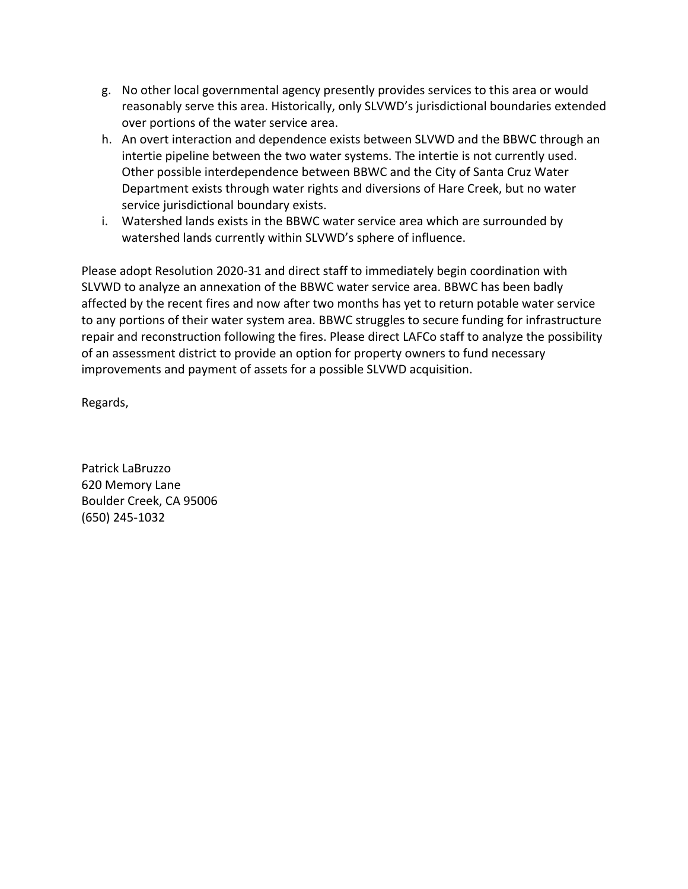g. No other local governmental agency presently provides services to this area or would reasonably serve this area. Historically, only SLVWD's jurisdictional boundaries extended over portions of the water service area.
h. An overt interaction and dependence exists between SLVWD and the BBWC through an intertie pipeline between the two water systems. The intertie is not currently used. Other possible interdependence between BBWC and the City of Santa Cruz Water Department exists through water rights and diversions of Hare Creek, but no water service jurisdictional boundary exists.
i. Watershed lands exists in the BBWC water service area which are surrounded by watershed lands currently within SLVWD's sphere of influence.

Please adopt Resolution 2020-31 and direct staff to immediately begin coordination with SLVWD to analyze an annexation of the BBWC water service area. BBWC has been badly affected by the recent fires and now after two months has yet to return potable water service to any portions of their water system area. BBWC struggles to secure funding for infrastructure repair and reconstruction following the fires. Please direct LAFCo staff to analyze the possibility of an assessment district to provide an option for property owners to fund necessary improvements and payment of assets for a possible SLVWD acquisition.

Regards,

Patrick LaBruzzo
620 Memory Lane
Boulder Creek, CA 95006
(650) 245-1032